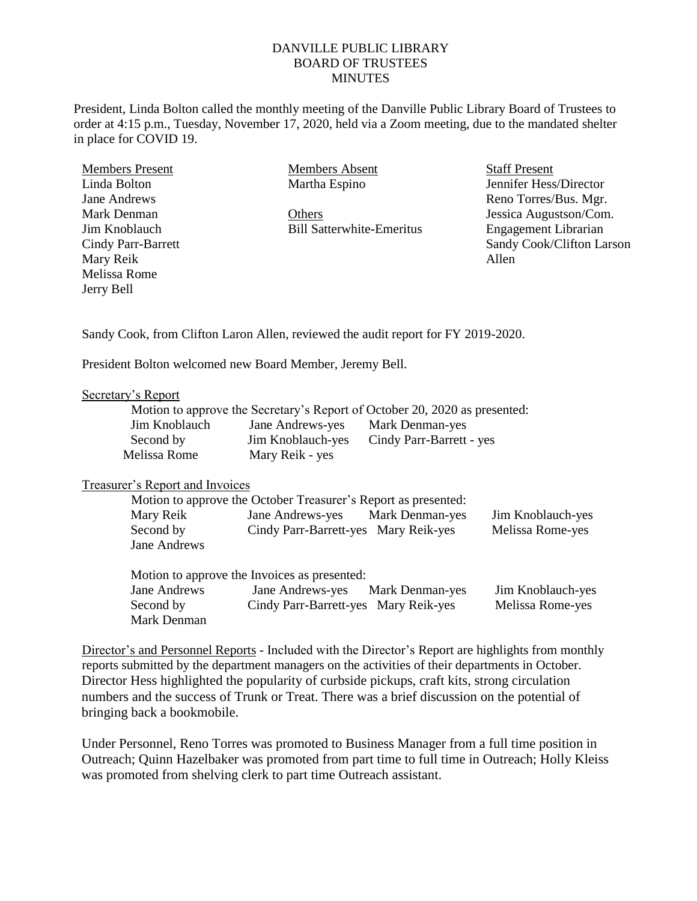DANVILLE PUBLIC LIBRARY
BOARD OF TRUSTEES
MINUTES

President, Linda Bolton called the monthly meeting of the Danville Public Library Board of Trustees to order at 4:15 p.m., Tuesday, November 17, 2020, held via a Zoom meeting, due to the mandated shelter in place for COVID 19.

| Members Present | Members Absent | Staff Present |
|---|---|---|
| Linda Bolton | Martha Espino | Jennifer Hess/Director |
| Jane Andrews | | Reno Torres/Bus. Mgr. |
| Mark Denman | Others | Jessica Augustson/Com. |
| Jim Knoblauch | Bill Satterwhite-Emeritus | Engagement Librarian |
| Cindy Parr-Barrett | | Sandy Cook/Clifton Larson |
| Mary Reik | | Allen |
| Melissa Rome | | |
| Jerry Bell | | |

Sandy Cook, from Clifton Laron Allen, reviewed the audit report for FY 2019-2020.

President Bolton welcomed new Board Member, Jeremy Bell.

Secretary's Report

Motion to approve the Secretary's Report of October 20, 2020 as presented:

| | | |
|---|---|---|
| Jim Knoblauch | Jane Andrews-yes | Mark Denman-yes |
| Second by | Jim Knoblauch-yes | Cindy Parr-Barrett - yes |
| Melissa Rome | Mary Reik - yes | |

Treasurer's Report and Invoices

Motion to approve the October Treasurer's Report as presented:

| | | | |
|---|---|---|---|
| Mary Reik | Jane Andrews-yes | Mark Denman-yes | Jim Knoblauch-yes |
| Second by | Cindy Parr-Barrett-yes | Mary Reik-yes | Melissa Rome-yes |
| Jane Andrews | | | |

Motion to approve the Invoices as presented:

| | | | |
|---|---|---|---|
| Jane Andrews | Jane Andrews-yes | Mark Denman-yes | Jim Knoblauch-yes |
| Second by | Cindy Parr-Barrett-yes | Mary Reik-yes | Melissa Rome-yes |
| Mark Denman | | | |

Director's and Personnel Reports - Included with the Director's Report are highlights from monthly reports submitted by the department managers on the activities of their departments in October. Director Hess highlighted the popularity of curbside pickups, craft kits, strong circulation numbers and the success of Trunk or Treat. There was a brief discussion on the potential of bringing back a bookmobile.

Under Personnel, Reno Torres was promoted to Business Manager from a full time position in Outreach; Quinn Hazelbaker was promoted from part time to full time in Outreach; Holly Kleiss was promoted from shelving clerk to part time Outreach assistant.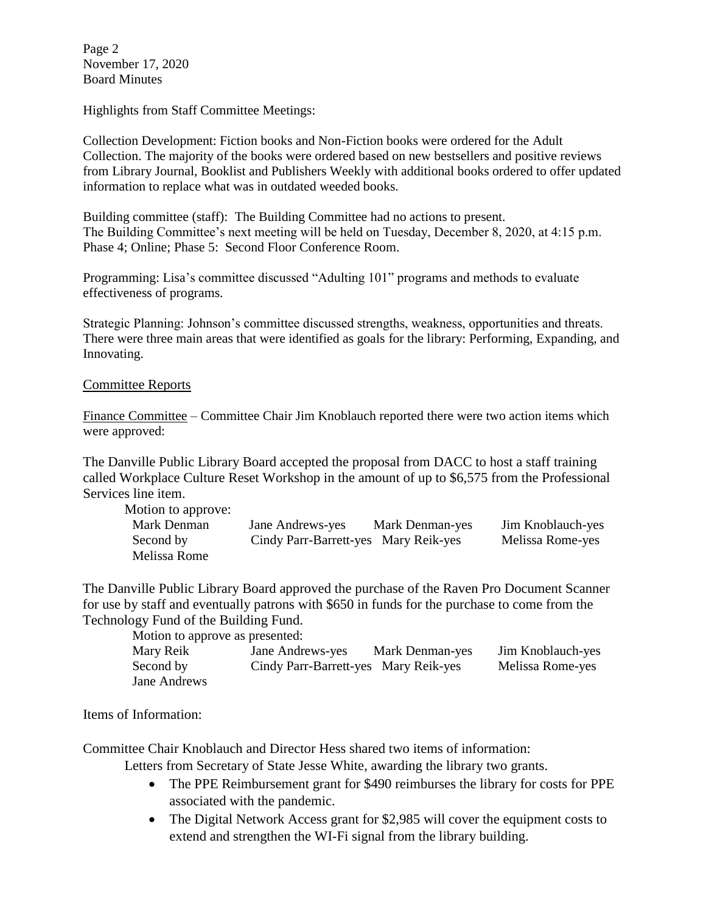Highlights from Staff Committee Meetings:

Collection Development: Fiction books and Non-Fiction books were ordered for the Adult Collection. The majority of the books were ordered based on new bestsellers and positive reviews from Library Journal, Booklist and Publishers Weekly with additional books ordered to offer updated information to replace what was in outdated weeded books.

Building committee (staff): The Building Committee had no actions to present. The Building Committee's next meeting will be held on Tuesday, December 8, 2020, at 4:15 p.m. Phase 4; Online; Phase 5: Second Floor Conference Room.

Programming: Lisa's committee discussed "Adulting 101" programs and methods to evaluate effectiveness of programs.

Strategic Planning: Johnson's committee discussed strengths, weakness, opportunities and threats. There were three main areas that were identified as goals for the library: Performing, Expanding, and Innovating.

Committee Reports

Finance Committee – Committee Chair Jim Knoblauch reported there were two action items which were approved:

The Danville Public Library Board accepted the proposal from DACC to host a staff training called Workplace Culture Reset Workshop in the amount of up to $6,575 from the Professional Services line item.

| Motion to approve: | | | |
|---|---|---|---|
| Mark Denman | Jane Andrews-yes | Mark Denman-yes | Jim Knoblauch-yes |
| Second by Melissa Rome | Cindy Parr-Barrett-yes | Mary Reik-yes | Melissa Rome-yes |

The Danville Public Library Board approved the purchase of the Raven Pro Document Scanner for use by staff and eventually patrons with $650 in funds for the purchase to come from the Technology Fund of the Building Fund.

| Motion to approve as presented: | | | |
|---|---|---|---|
| Mary Reik | Jane Andrews-yes | Mark Denman-yes | Jim Knoblauch-yes |
| Second by Jane Andrews | Cindy Parr-Barrett-yes | Mary Reik-yes | Melissa Rome-yes |

Items of Information:

Committee Chair Knoblauch and Director Hess shared two items of information:

Letters from Secretary of State Jesse White, awarding the library two grants.

- The PPE Reimbursement grant for $490 reimburses the library for costs for PPE associated with the pandemic.
- The Digital Network Access grant for $2,985 will cover the equipment costs to extend and strengthen the WI-Fi signal from the library building.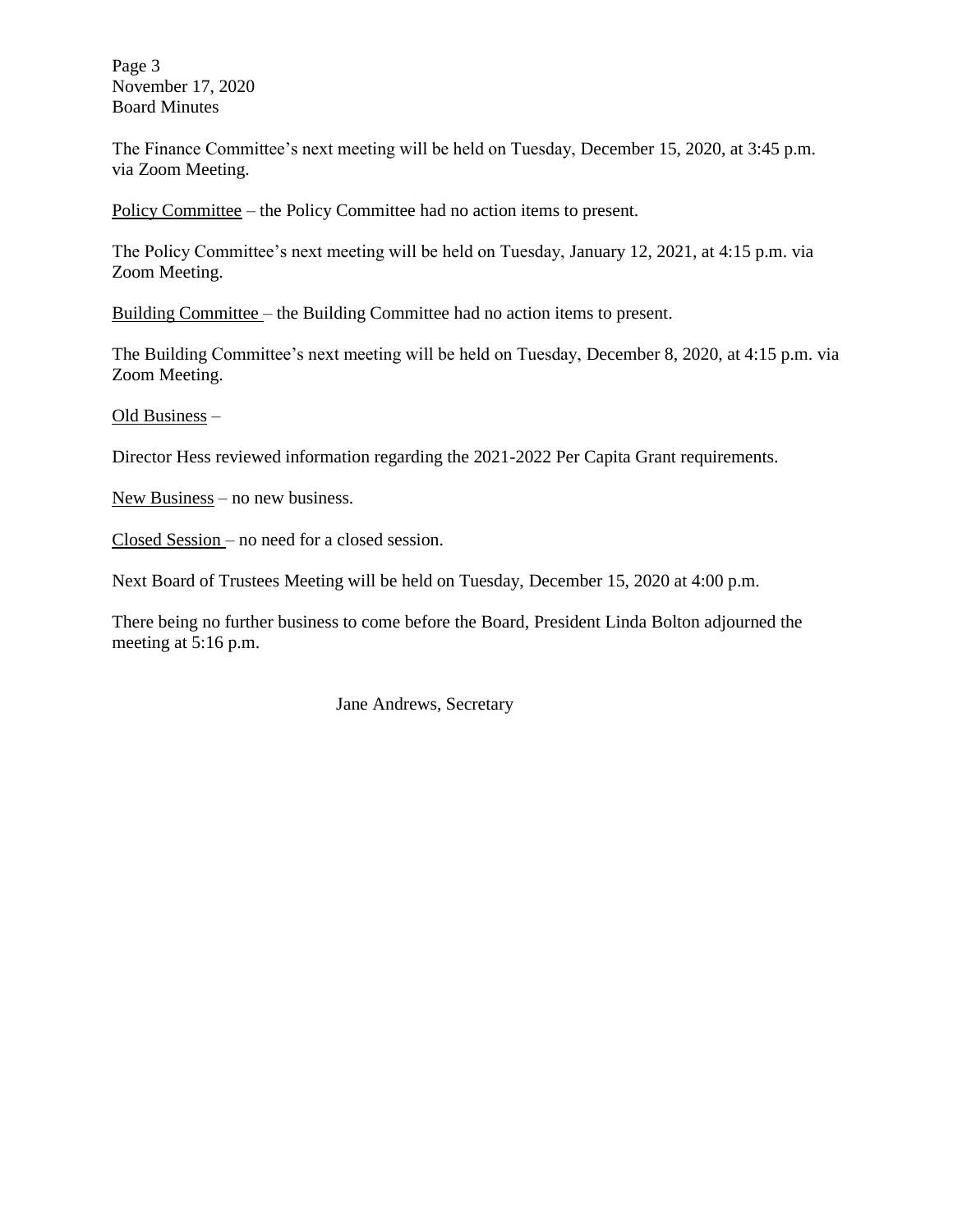The Finance Committee's next meeting will be held on Tuesday, December 15, 2020, at 3:45 p.m. via Zoom Meeting.

Policy Committee – the Policy Committee had no action items to present.

The Policy Committee's next meeting will be held on Tuesday, January 12, 2021, at 4:15 p.m. via Zoom Meeting.

Building Committee – the Building Committee had no action items to present.

The Building Committee's next meeting will be held on Tuesday, December 8, 2020, at 4:15 p.m. via Zoom Meeting.

Old Business –

Director Hess reviewed information regarding the 2021-2022 Per Capita Grant requirements.

New Business – no new business.

Closed Session – no need for a closed session.

Next Board of Trustees Meeting will be held on Tuesday, December 15, 2020 at 4:00 p.m.

There being no further business to come before the Board, President Linda Bolton adjourned the meeting at 5:16 p.m.

Jane Andrews, Secretary